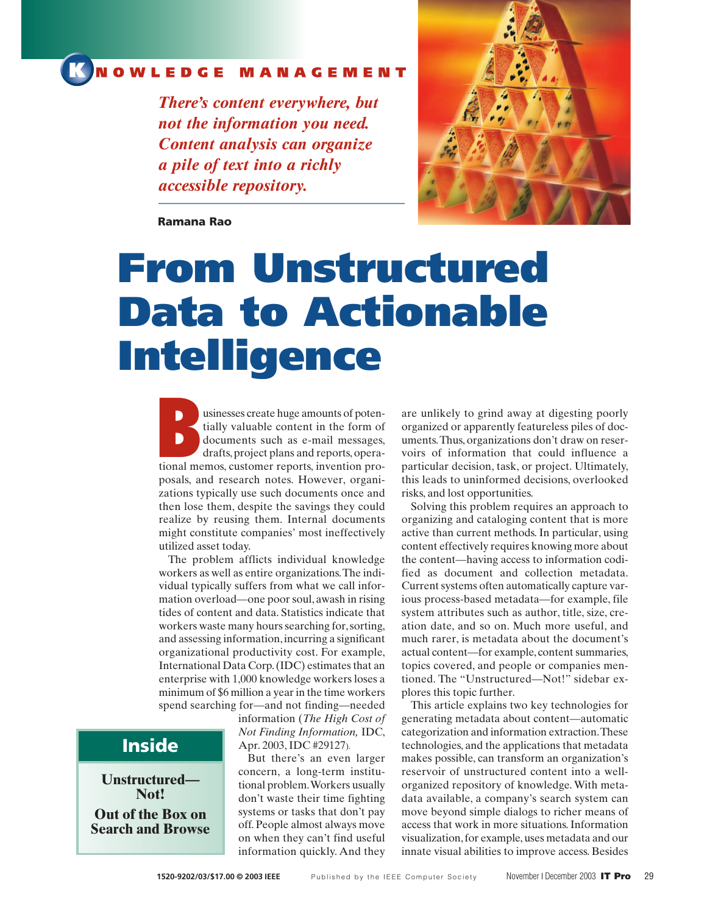KNOWLEDGE MANAGEMENT

*There's content everywhere, but not the information you need. Content analysis can organize a pile of text into a richly accessible repository.*

**Ramana Rao**

# From Unstructured Data to Actionable Intelligence

Businesses create huge amounts of potentially valuable content in the form of documents such as e-mail messages, drafts, project plans and reports, operational memos, customer reports, invention proposals, and research notes. However, organizations typically use such documents once and then lose them, despite the savings they could realize by reusing them. Internal documents might constitute companies' most ineffectively utilized asset today.

The problem afflicts individual knowledge workers as well as entire organizations. The individual typically suffers from what we call information overload—one poor soul, awash in rising tides of content and data. Statistics indicate that workers waste many hours searching for, sorting, and assessing information, incurring a significant organizational productivity cost. For example, International Data Corp. (IDC) estimates that an enterprise with 1,000 knowledge workers loses a minimum of $6 million a year in the time workers spend searching for—and not finding—needed information (*The High Cost of Not Finding Information,* IDC, Apr. 2003, IDC #29127).

But there's an even larger concern, a long-term institutional problem. Workers usually don't waste their time fighting systems or tasks that don't pay off. People almost always move on when they can't find useful information quickly. And they are unlikely to grind away at digesting poorly organized or apparently featureless piles of documents. Thus, organizations don't draw on reservoirs of information that could influence a particular decision, task, or project. Ultimately, this leads to uninformed decisions, overlooked risks, and lost opportunities.

Solving this problem requires an approach to organizing and cataloging content that is more active than current methods. In particular, using content effectively requires knowing more about the content—having access to information codified as document and collection metadata. Current systems often automatically capture various process-based metadata—for example, file system attributes such as author, title, size, creation date, and so on. Much more useful, and much rarer, is metadata about the document's actual content—for example, content summaries, topics covered, and people or companies mentioned. The "Unstructured—Not!" sidebar explores this topic further.

This article explains two key technologies for generating metadata about content—automatic categorization and information extraction. These technologies, and the applications that metadata makes possible, can transform an organization's reservoir of unstructured content into a well-organized repository of knowledge. With metadata available, a company's search system can move beyond simple dialogs to richer means of access that work in more situations. Information visualization, for example, uses metadata and our innate visual abilities to improve access. Besides

**Inside**

Unstructured—Not!

Out of the Box on Search and Browse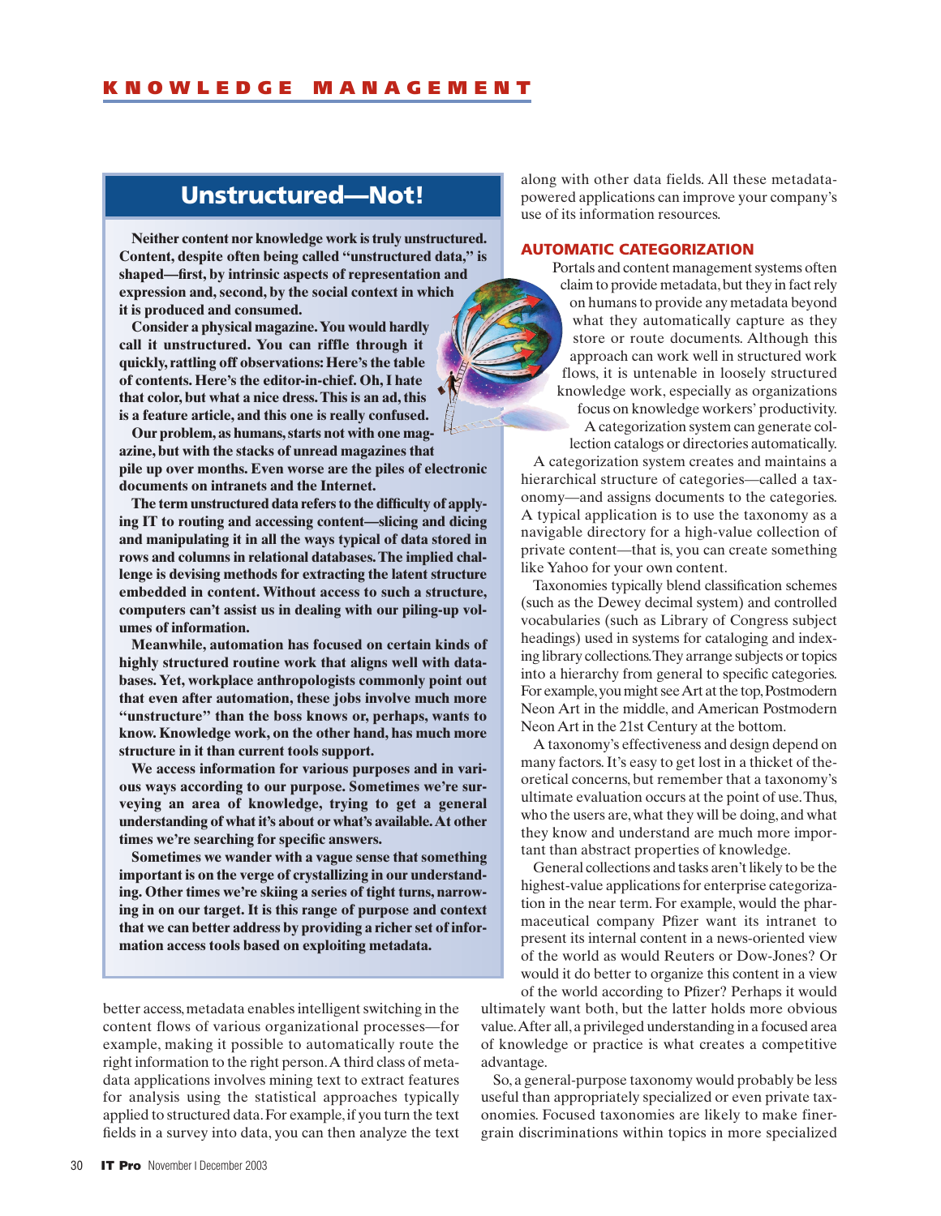## Unstructured—Not!

**Neither content nor knowledge work is truly unstructured. Content, despite often being called "unstructured data," is shaped—first, by intrinsic aspects of representation and expression and, second, by the social context in which it is produced and consumed.**

**Consider a physical magazine. You would hardly call it unstructured. You can riffle through it quickly, rattling off observations: Here's the table of contents. Here's the editor-in-chief. Oh, I hate that color, but what a nice dress. This is an ad, this is a feature article, and this one is really confused.**

**Our problem, as humans, starts not with one magazine, but with the stacks of unread magazines that pile up over months. Even worse are the piles of electronic documents on intranets and the Internet.**

**The term unstructured data refers to the difficulty of applying IT to routing and accessing content—slicing and dicing and manipulating it in all the ways typical of data stored in rows and columns in relational databases. The implied challenge is devising methods for extracting the latent structure embedded in content. Without access to such a structure, computers can't assist us in dealing with our piling-up volumes of information.**

**Meanwhile, automation has focused on certain kinds of highly structured routine work that aligns well with databases. Yet, workplace anthropologists commonly point out that even after automation, these jobs involve much more "unstructure" than the boss knows or, perhaps, wants to know. Knowledge work, on the other hand, has much more structure in it than current tools support.**

**We access information for various purposes and in various ways according to our purpose. Sometimes we're surveying an area of knowledge, trying to get a general understanding of what it's about or what's available. At other times we're searching for specific answers.**

**Sometimes we wander with a vague sense that something important is on the verge of crystallizing in our understanding. Other times we're skiing a series of tight turns, narrowing in on our target. It is this range of purpose and context that we can better address by providing a richer set of information access tools based on exploiting metadata.**

better access, metadata enables intelligent switching in the content flows of various organizational processes—for example, making it possible to automatically route the right information to the right person. A third class of metadata applications involves mining text to extract features for analysis using the statistical approaches typically applied to structured data. For example, if you turn the text fields in a survey into data, you can then analyze the text along with other data fields. All these metadata-powered applications can improve your company's use of its information resources.

## AUTOMATIC CATEGORIZATION

Portals and content management systems often claim to provide metadata, but they in fact rely on humans to provide any metadata beyond what they automatically capture as they store or route documents. Although this approach can work well in structured work flows, it is untenable in loosely structured knowledge work, especially as organizations focus on knowledge workers' productivity.

A categorization system can generate collection catalogs or directories automatically. A categorization system creates and maintains a hierarchical structure of categories—called a taxonomy—and assigns documents to the categories. A typical application is to use the taxonomy as a navigable directory for a high-value collection of private content—that is, you can create something like Yahoo for your own content.

Taxonomies typically blend classification schemes (such as the Dewey decimal system) and controlled vocabularies (such as Library of Congress subject headings) used in systems for cataloging and indexing library collections. They arrange subjects or topics into a hierarchy from general to specific categories. For example, you might see Art at the top, Postmodern Neon Art in the middle, and American Postmodern Neon Art in the 21st Century at the bottom.

A taxonomy's effectiveness and design depend on many factors. It's easy to get lost in a thicket of theoretical concerns, but remember that a taxonomy's ultimate evaluation occurs at the point of use. Thus, who the users are, what they will be doing, and what they know and understand are much more important than abstract properties of knowledge.

General collections and tasks aren't likely to be the highest-value applications for enterprise categorization in the near term. For example, would the pharmaceutical company Pfizer want its intranet to present its internal content in a news-oriented view of the world as would Reuters or Dow-Jones? Or would it do better to organize this content in a view of the world according to Pfizer? Perhaps it would ultimately want both, but the latter holds more obvious value. After all, a privileged understanding in a focused area of knowledge or practice is what creates a competitive advantage.

So, a general-purpose taxonomy would probably be less useful than appropriately specialized or even private taxonomies. Focused taxonomies are likely to make finer-grain discriminations within topics in more specialized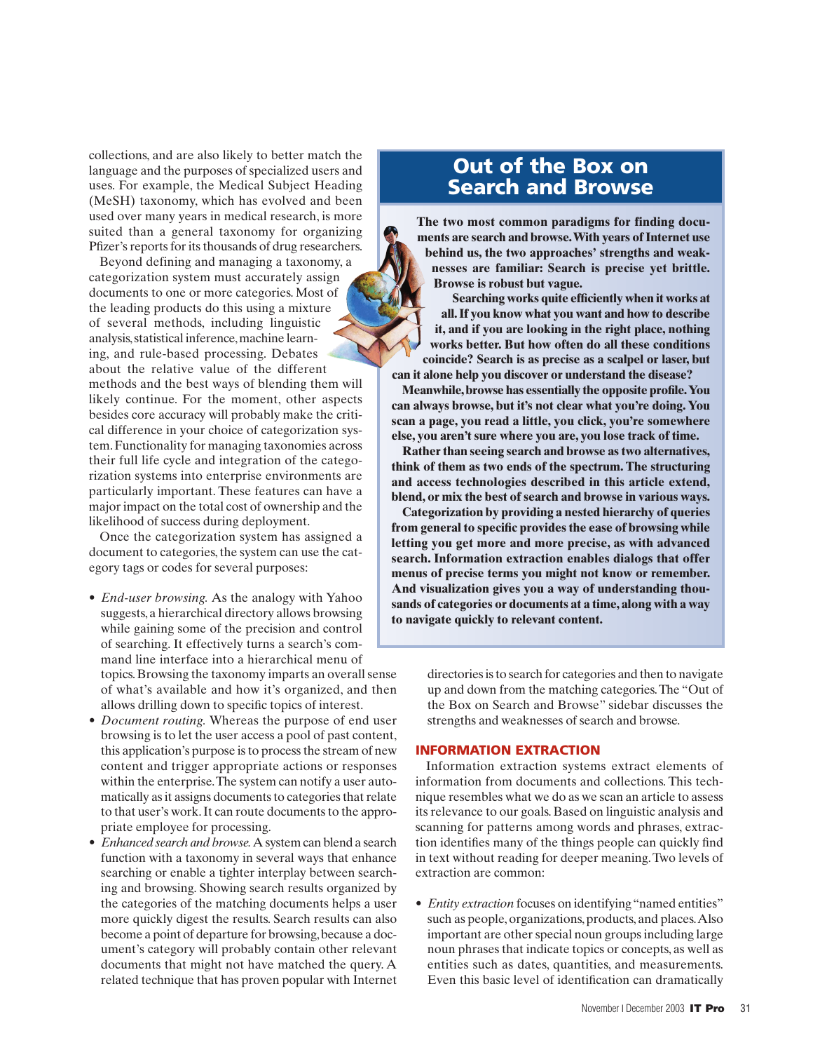collections, and are also likely to better match the language and the purposes of specialized users and uses. For example, the Medical Subject Heading (MeSH) taxonomy, which has evolved and been used over many years in medical research, is more suited than a general taxonomy for organizing Pfizer's reports for its thousands of drug researchers.

Beyond defining and managing a taxonomy, a categorization system must accurately assign documents to one or more categories. Most of the leading products do this using a mixture of several methods, including linguistic analysis, statistical inference, machine learning, and rule-based processing. Debates about the relative value of the different methods and the best ways of blending them will likely continue. For the moment, other aspects besides core accuracy will probably make the critical difference in your choice of categorization system. Functionality for managing taxonomies across their full life cycle and integration of the categorization systems into enterprise environments are particularly important. These features can have a major impact on the total cost of ownership and the likelihood of success during deployment.

Once the categorization system has assigned a document to categories, the system can use the category tags or codes for several purposes:

- *End-user browsing.* As the analogy with Yahoo suggests, a hierarchical directory allows browsing while gaining some of the precision and control of searching. It effectively turns a search's command line interface into a hierarchical menu of topics. Browsing the taxonomy imparts an overall sense of what's available and how it's organized, and then allows drilling down to specific topics of interest.
- *Document routing.* Whereas the purpose of end user browsing is to let the user access a pool of past content, this application's purpose is to process the stream of new content and trigger appropriate actions or responses within the enterprise. The system can notify a user automatically as it assigns documents to categories that relate to that user's work. It can route documents to the appropriate employee for processing.
- *Enhanced search and browse.* A system can blend a search function with a taxonomy in several ways that enhance searching or enable a tighter interplay between searching and browsing. Showing search results organized by the categories of the matching documents helps a user more quickly digest the results. Search results can also become a point of departure for browsing, because a document's category will probably contain other relevant documents that might not have matched the query. A related technique that has proven popular with Internet directories is to search for categories and then to navigate up and down from the matching categories. The "Out of the Box on Search and Browse" sidebar discusses the strengths and weaknesses of search and browse.

## Out of the Box on Search and Browse

**The two most common paradigms for finding documents are search and browse. With years of Internet use behind us, the two approaches' strengths and weaknesses are familiar: Search is precise yet brittle. Browse is robust but vague.**

**Searching works quite efficiently when it works at all. If you know what you want and how to describe it, and if you are looking in the right place, nothing works better. But how often do all these conditions coincide? Search is as precise as a scalpel or laser, but can it alone help you discover or understand the disease?**

**Meanwhile, browse has essentially the opposite profile. You can always browse, but it's not clear what you're doing. You scan a page, you read a little, you click, you're somewhere else, you aren't sure where you are, you lose track of time.**

**Rather than seeing search and browse as two alternatives, think of them as two ends of the spectrum. The structuring and access technologies described in this article extend, blend, or mix the best of search and browse in various ways.**

**Categorization by providing a nested hierarchy of queries from general to specific provides the ease of browsing while letting you get more and more precise, as with advanced search. Information extraction enables dialogs that offer menus of precise terms you might not know or remember. And visualization gives you a way of understanding thousands of categories or documents at a time, along with a way to navigate quickly to relevant content.**

## INFORMATION EXTRACTION

Information extraction systems extract elements of information from documents and collections. This technique resembles what we do as we scan an article to assess its relevance to our goals. Based on linguistic analysis and scanning for patterns among words and phrases, extraction identifies many of the things people can quickly find in text without reading for deeper meaning. Two levels of extraction are common:

- *Entity extraction* focuses on identifying "named entities" such as people, organizations, products, and places. Also important are other special noun groups including large noun phrases that indicate topics or concepts, as well as entities such as dates, quantities, and measurements. Even this basic level of identification can dramatically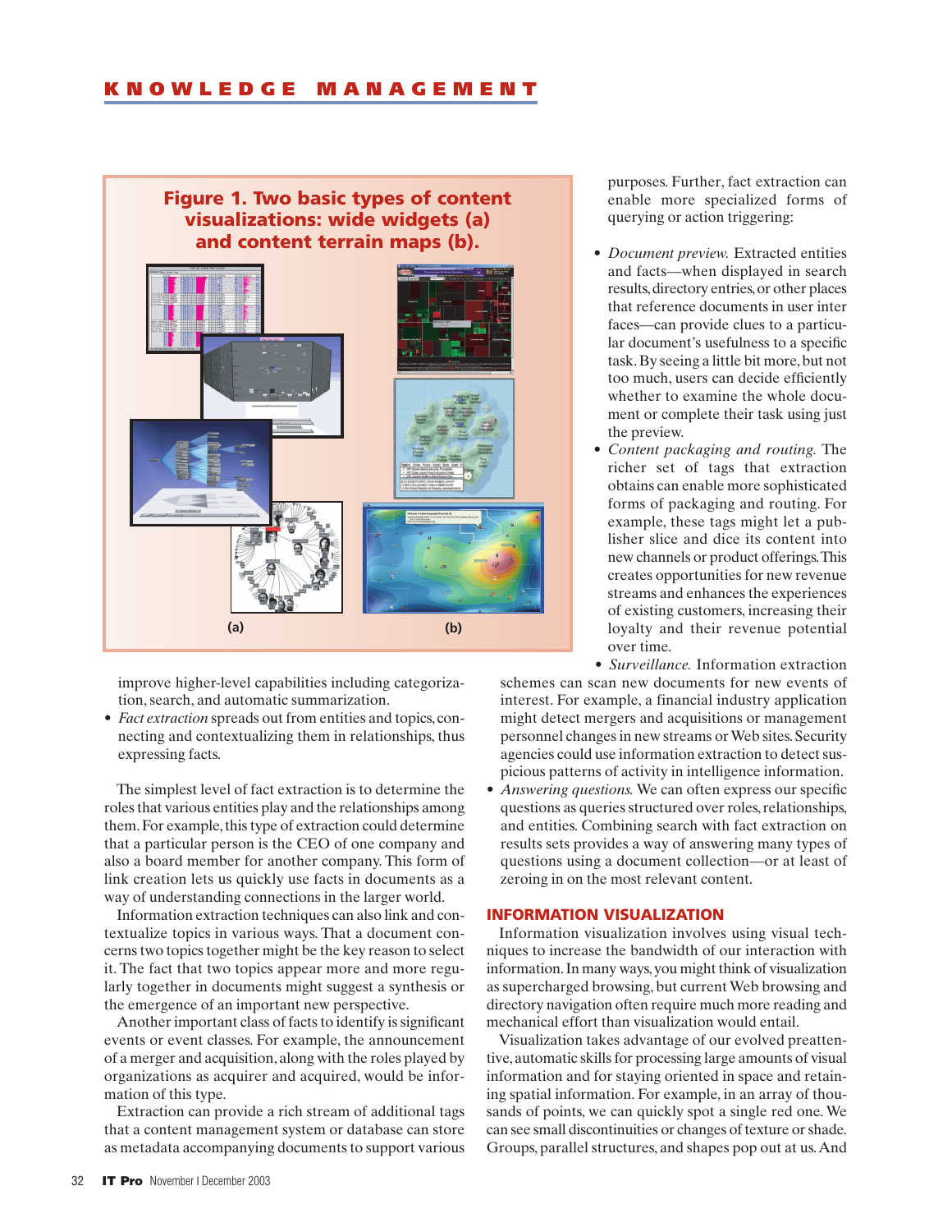**Figure 1. Two basic types of content visualizations: wide widgets (a) and content terrain maps (b).**

improve higher-level capabilities including categorization, search, and automatic summarization.

- *Fact extraction* spreads out from entities and topics, connecting and contextualizing them in relationships, thus expressing facts.

The simplest level of fact extraction is to determine the roles that various entities play and the relationships among them. For example, this type of extraction could determine that a particular person is the CEO of one company and also a board member for another company. This form of link creation lets us quickly use facts in documents as a way of understanding connections in the larger world.

Information extraction techniques can also link and contextualize topics in various ways. That a document concerns two topics together might be the key reason to select it. The fact that two topics appear more and more regularly together in documents might suggest a synthesis or the emergence of an important new perspective.

Another important class of facts to identify is significant events or event classes. For example, the announcement of a merger and acquisition, along with the roles played by organizations as acquirer and acquired, would be information of this type.

Extraction can provide a rich stream of additional tags that a content management system or database can store as metadata accompanying documents to support various purposes. Further, fact extraction can enable more specialized forms of querying or action triggering:

- *Document preview.* Extracted entities and facts—when displayed in search results, directory entries, or other places that reference documents in user interfaces—can provide clues to a particular document's usefulness to a specific task. By seeing a little bit more, but not too much, users can decide efficiently whether to examine the whole document or complete their task using just the preview.
- *Content packaging and routing.* The richer set of tags that extraction obtains can enable more sophisticated forms of packaging and routing. For example, these tags might let a publisher slice and dice its content into new channels or product offerings. This creates opportunities for new revenue streams and enhances the experiences of existing customers, increasing their loyalty and their revenue potential over time.
- *Surveillance.* Information extraction schemes can scan new documents for new events of interest. For example, a financial industry application might detect mergers and acquisitions or management personnel changes in new streams or Web sites. Security agencies could use information extraction to detect suspicious patterns of activity in intelligence information.
- *Answering questions.* We can often express our specific questions as queries structured over roles, relationships, and entities. Combining search with fact extraction on results sets provides a way of answering many types of questions using a document collection—or at least of zeroing in on the most relevant content.

## INFORMATION VISUALIZATION

Information visualization involves using visual techniques to increase the bandwidth of our interaction with information. In many ways, you might think of visualization as supercharged browsing, but current Web browsing and directory navigation often require much more reading and mechanical effort than visualization would entail.

Visualization takes advantage of our evolved preattentive, automatic skills for processing large amounts of visual information and for staying oriented in space and retaining spatial information. For example, in an array of thousands of points, we can quickly spot a single red one. We can see small discontinuities or changes of texture or shade. Groups, parallel structures, and shapes pop out at us. And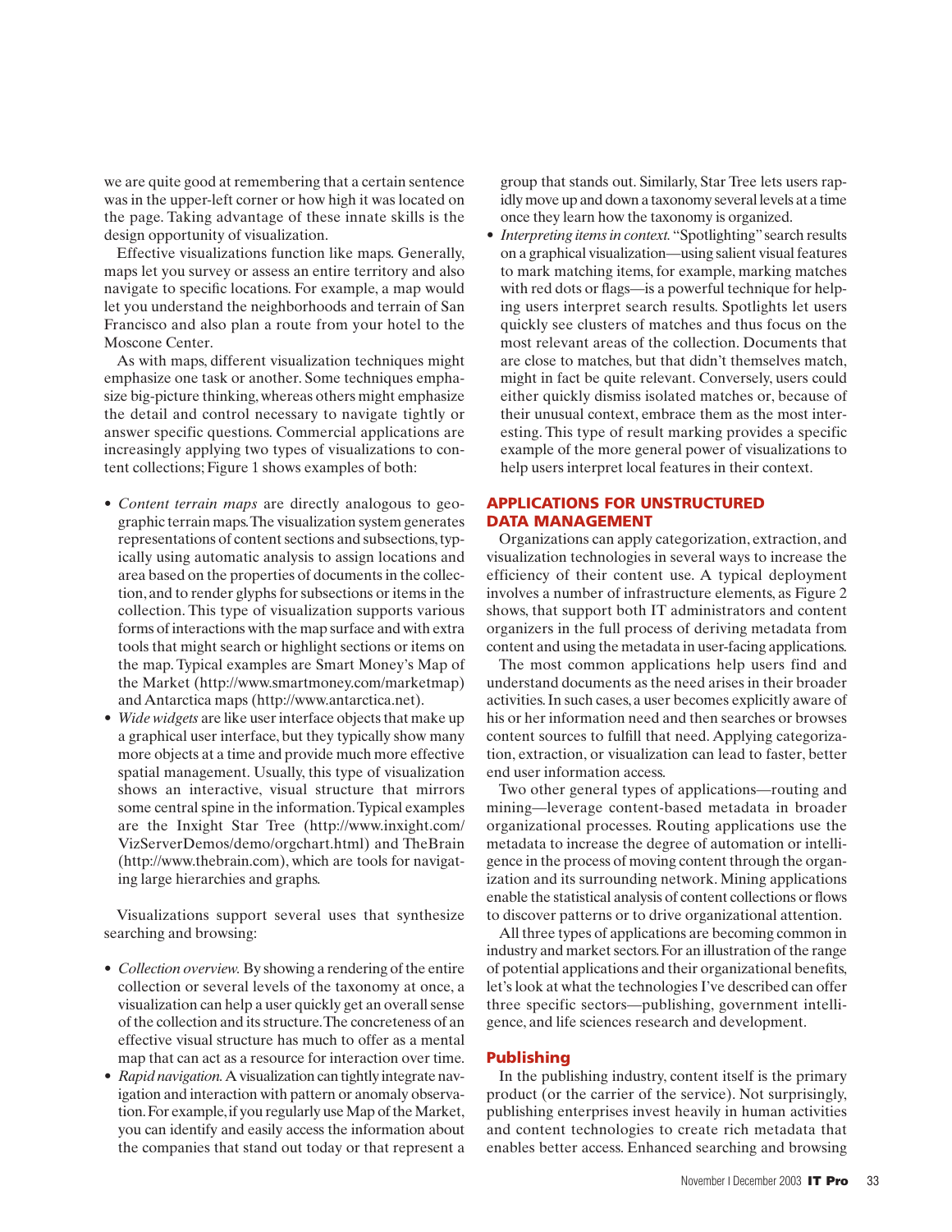we are quite good at remembering that a certain sentence was in the upper-left corner or how high it was located on the page. Taking advantage of these innate skills is the design opportunity of visualization.

Effective visualizations function like maps. Generally, maps let you survey or assess an entire territory and also navigate to specific locations. For example, a map would let you understand the neighborhoods and terrain of San Francisco and also plan a route from your hotel to the Moscone Center.

As with maps, different visualization techniques might emphasize one task or another. Some techniques emphasize big-picture thinking, whereas others might emphasize the detail and control necessary to navigate tightly or answer specific questions. Commercial applications are increasingly applying two types of visualizations to content collections; Figure 1 shows examples of both:

- *Content terrain maps* are directly analogous to geographic terrain maps. The visualization system generates representations of content sections and subsections, typically using automatic analysis to assign locations and area based on the properties of documents in the collection, and to render glyphs for subsections or items in the collection. This type of visualization supports various forms of interactions with the map surface and with extra tools that might search or highlight sections or items on the map. Typical examples are Smart Money's Map of the Market (http://www.smartmoney.com/marketmap) and Antarctica maps (http://www.antarctica.net).
- *Wide widgets* are like user interface objects that make up a graphical user interface, but they typically show many more objects at a time and provide much more effective spatial management. Usually, this type of visualization shows an interactive, visual structure that mirrors some central spine in the information. Typical examples are the Inxight Star Tree (http://www.inxight.com/VizServerDemos/demo/orgchart.html) and TheBrain (http://www.thebrain.com), which are tools for navigating large hierarchies and graphs.

Visualizations support several uses that synthesize searching and browsing:

- *Collection overview.* By showing a rendering of the entire collection or several levels of the taxonomy at once, a visualization can help a user quickly get an overall sense of the collection and its structure. The concreteness of an effective visual structure has much to offer as a mental map that can act as a resource for interaction over time.
- *Rapid navigation.* A visualization can tightly integrate navigation and interaction with pattern or anomaly observation. For example, if you regularly use Map of the Market, you can identify and easily access the information about the companies that stand out today or that represent a group that stands out. Similarly, Star Tree lets users rapidly move up and down a taxonomy several levels at a time once they learn how the taxonomy is organized.
- *Interpreting items in context.* "Spotlighting" search results on a graphical visualization—using salient visual features to mark matching items, for example, marking matches with red dots or flags—is a powerful technique for helping users interpret search results. Spotlights let users quickly see clusters of matches and thus focus on the most relevant areas of the collection. Documents that are close to matches, but that didn't themselves match, might in fact be quite relevant. Conversely, users could either quickly dismiss isolated matches or, because of their unusual context, embrace them as the most interesting. This type of result marking provides a specific example of the more general power of visualizations to help users interpret local features in their context.

## APPLICATIONS FOR UNSTRUCTURED DATA MANAGEMENT

Organizations can apply categorization, extraction, and visualization technologies in several ways to increase the efficiency of their content use. A typical deployment involves a number of infrastructure elements, as Figure 2 shows, that support both IT administrators and content organizers in the full process of deriving metadata from content and using the metadata in user-facing applications.

The most common applications help users find and understand documents as the need arises in their broader activities. In such cases, a user becomes explicitly aware of his or her information need and then searches or browses content sources to fulfill that need. Applying categorization, extraction, or visualization can lead to faster, better end user information access.

Two other general types of applications—routing and mining—leverage content-based metadata in broader organizational processes. Routing applications use the metadata to increase the degree of automation or intelligence in the process of moving content through the organization and its surrounding network. Mining applications enable the statistical analysis of content collections or flows to discover patterns or to drive organizational attention.

All three types of applications are becoming common in industry and market sectors. For an illustration of the range of potential applications and their organizational benefits, let's look at what the technologies I've described can offer three specific sectors—publishing, government intelligence, and life sciences research and development.

### Publishing

In the publishing industry, content itself is the primary product (or the carrier of the service). Not surprisingly, publishing enterprises invest heavily in human activities and content technologies to create rich metadata that enables better access. Enhanced searching and browsing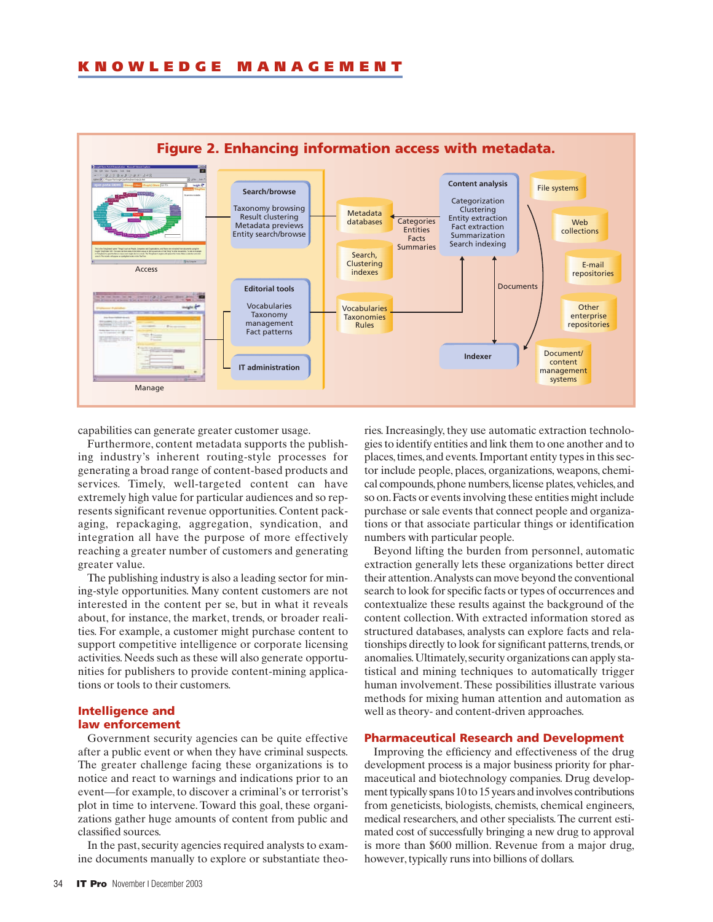**Figure 2. Enhancing information access with metadata.**

Access

Manage

Search/browse

Taxonomy browsing
Result clustering
Metadata previews
Entity search/browse

Editorial tools

Vocabularies
Taxonomy management
Fact patterns

IT administration

Metadata databases

Search, Clustering indexes

Vocabularies
Taxonomies
Rules

Categories
Entities
Facts
Summaries

Content analysis

Categorization
Clustering
Entity extraction
Fact extraction
Summarization
Search indexing

Documents

Indexer

File systems

Web collections

E-mail repositories

Other enterprise repositories

Document/content management systems

capabilities can generate greater customer usage.

Furthermore, content metadata supports the publishing industry's inherent routing-style processes for generating a broad range of content-based products and services. Timely, well-targeted content can have extremely high value for particular audiences and so represents significant revenue opportunities. Content packaging, repackaging, aggregation, syndication, and integration all have the purpose of more effectively reaching a greater number of customers and generating greater value.

The publishing industry is also a leading sector for mining-style opportunities. Many content customers are not interested in the content per se, but in what it reveals about, for instance, the market, trends, or broader realities. For example, a customer might purchase content to support competitive intelligence or corporate licensing activities. Needs such as these will also generate opportunities for publishers to provide content-mining applications or tools to their customers.

## Intelligence and law enforcement

Government security agencies can be quite effective after a public event or when they have criminal suspects. The greater challenge facing these organizations is to notice and react to warnings and indications prior to an event—for example, to discover a criminal's or terrorist's plot in time to intervene. Toward this goal, these organizations gather huge amounts of content from public and classified sources.

In the past, security agencies required analysts to examine documents manually to explore or substantiate theories. Increasingly, they use automatic extraction technologies to identify entities and link them to one another and to places, times, and events. Important entity types in this sector include people, places, organizations, weapons, chemical compounds, phone numbers, license plates, vehicles, and so on. Facts or events involving these entities might include purchase or sale events that connect people and organizations or that associate particular things or identification numbers with particular people.

Beyond lifting the burden from personnel, automatic extraction generally lets these organizations better direct their attention. Analysts can move beyond the conventional search to look for specific facts or types of occurrences and contextualize these results against the background of the content collection. With extracted information stored as structured databases, analysts can explore facts and relationships directly to look for significant patterns, trends, or anomalies. Ultimately, security organizations can apply statistical and mining techniques to automatically trigger human involvement. These possibilities illustrate various methods for mixing human attention and automation as well as theory- and content-driven approaches.

## Pharmaceutical Research and Development

Improving the efficiency and effectiveness of the drug development process is a major business priority for pharmaceutical and biotechnology companies. Drug development typically spans 10 to 15 years and involves contributions from geneticists, biologists, chemists, chemical engineers, medical researchers, and other specialists. The current estimated cost of successfully bringing a new drug to approval is more than $600 million. Revenue from a major drug, however, typically runs into billions of dollars.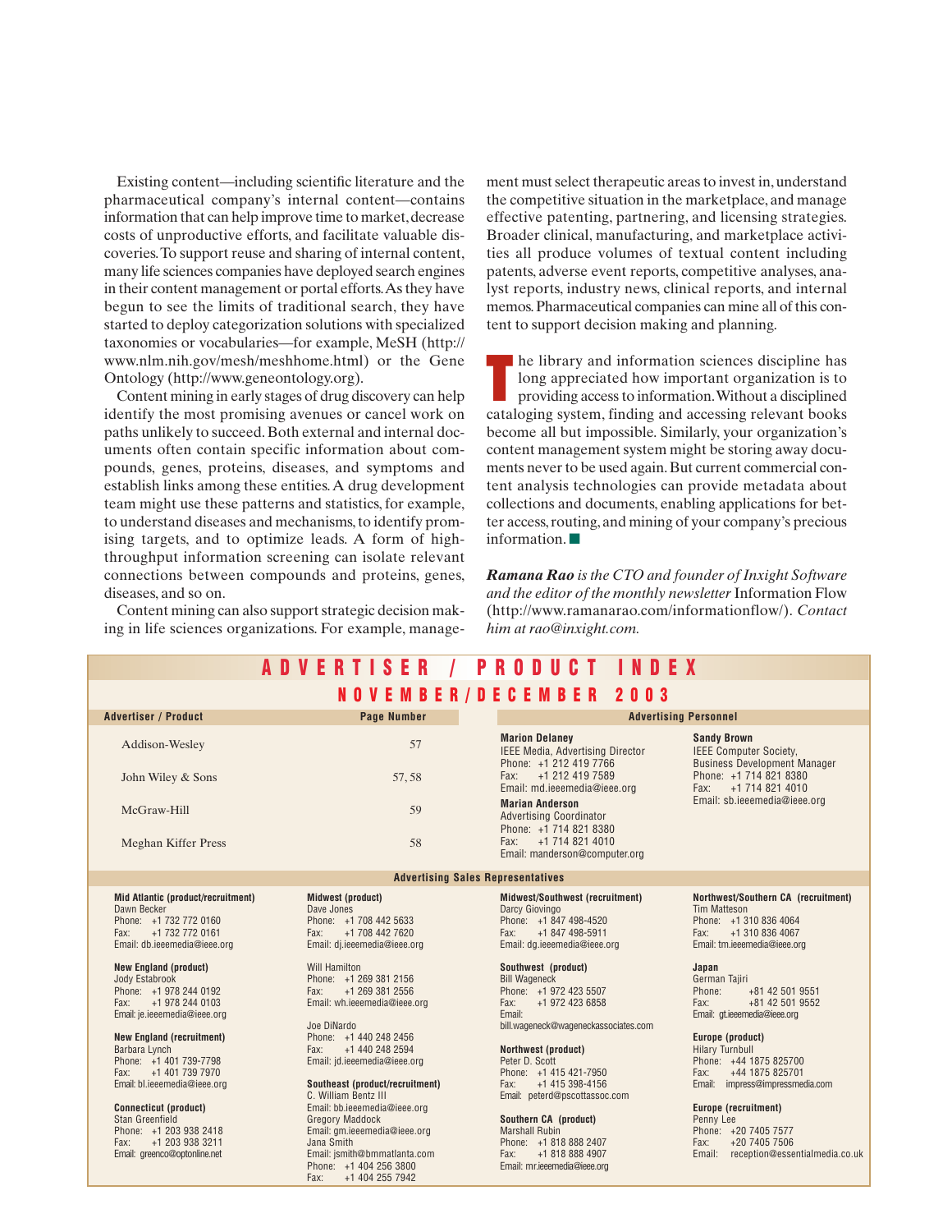Existing content—including scientific literature and the pharmaceutical company's internal content—contains information that can help improve time to market, decrease costs of unproductive efforts, and facilitate valuable discoveries. To support reuse and sharing of internal content, many life sciences companies have deployed search engines in their content management or portal efforts. As they have begun to see the limits of traditional search, they have started to deploy categorization solutions with specialized taxonomies or vocabularies—for example, MeSH (http://www.nlm.nih.gov/mesh/meshhome.html) or the Gene Ontology (http://www.geneontology.org).

Content mining in early stages of drug discovery can help identify the most promising avenues or cancel work on paths unlikely to succeed. Both external and internal documents often contain specific information about compounds, genes, proteins, diseases, and symptoms and establish links among these entities. A drug development team might use these patterns and statistics, for example, to understand diseases and mechanisms, to identify promising targets, and to optimize leads. A form of high-throughput information screening can isolate relevant connections between compounds and proteins, genes, diseases, and so on.

Content mining can also support strategic decision making in life sciences organizations. For example, management must select therapeutic areas to invest in, understand the competitive situation in the marketplace, and manage effective patenting, partnering, and licensing strategies. Broader clinical, manufacturing, and marketplace activities all produce volumes of textual content including patents, adverse event reports, competitive analyses, analyst reports, industry news, clinical reports, and internal memos. Pharmaceutical companies can mine all of this content to support decision making and planning.

The library and information sciences discipline has long appreciated how important organization is to providing access to information. Without a disciplined cataloging system, finding and accessing relevant books become all but impossible. Similarly, your organization's content management system might be storing away documents never to be used again. But current commercial content analysis technologies can provide metadata about collections and documents, enabling applications for better access, routing, and mining of your company's precious information. ■

***Ramana Rao** is the CTO and founder of Inxight Software and the editor of the monthly newsletter* Information Flow (http://www.ramanarao.com/informationflow/). *Contact him at rao@inxight.com.*

## ADVERTISER / PRODUCT INDEX
## NOVEMBER/DECEMBER 2003

| Advertiser / Product | Page Number |
|---|---|
| Addison-Wesley | 57 |
| John Wiley & Sons | 57, 58 |
| McGraw-Hill | 59 |
| Meghan Kiffer Press | 58 |

**Advertising Personnel**

**Marion Delaney**
IEEE Media, Advertising Director
Phone: +1 212 419 7766
Fax: +1 212 419 7589
Email: md.ieeemedia@ieee.org

**Marian Anderson**
Advertising Coordinator
Phone: +1 714 821 8380
Fax: +1 714 821 4010
Email: manderson@computer.org

**Sandy Brown**
IEEE Computer Society,
Business Development Manager
Phone: +1 714 821 8380
Fax: +1 714 821 4010
Email: sb.ieeemedia@ieee.org

**Advertising Sales Representatives**

**Mid Atlantic (product/recruitment)**
Dawn Becker
Phone: +1 732 772 0160
Fax: +1 732 772 0161
Email: db.ieeemedia@ieee.org

**New England (product)**
Jody Estabrook
Phone: +1 978 244 0192
Fax: +1 978 244 0103
Email: je.ieeemedia@ieee.org

**New England (recruitment)**
Barbara Lynch
Phone: +1 401 739-7798
Fax: +1 401 739 7970
Email: bl.ieeemedia@ieee.org

**Connecticut (product)**
Stan Greenfield
Phone: +1 203 938 2418
Fax: +1 203 938 3211
Email: greenco@optonline.net

**Midwest (product)**
Dave Jones
Phone: +1 708 442 5633
Fax: +1 708 442 7620
Email: dj.ieeemedia@ieee.org

Will Hamilton
Phone: +1 269 381 2156
Fax: +1 269 381 2556
Email: wh.ieeemedia@ieee.org

Joe DiNardo
Phone: +1 440 248 2456
Fax: +1 440 248 2594
Email: jd.ieeemedia@ieee.org

**Southeast (product/recruitment)**
C. William Bentz III
Email: bb.ieeemedia@ieee.org
Gregory Maddock
Email: gm.ieeemedia@ieee.org
Jana Smith
Email: jsmith@bmmatlanta.com
Phone: +1 404 256 3800
Fax: +1 404 255 7942

**Midwest/Southwest (recruitment)**
Darcy Giovingo
Phone: +1 847 498-4520
Fax: +1 847 498-5911
Email: dg.ieeemedia@ieee.org

**Southwest (product)**
Bill Wageneck
Phone: +1 972 423 5507
Fax: +1 972 423 6858
Email: bill.wageneck@wageneckassociates.com

**Northwest (product)**
Peter D. Scott
Phone: +1 415 421-7950
Fax: +1 415 398-4156
Email: peterd@pscottassoc.com

**Southern CA (product)**
Marshall Rubin
Phone: +1 818 888 2407
Fax: +1 818 888 4907
Email: mr.ieeemedia@ieee.org

**Northwest/Southern CA (recruitment)**
Tim Matteson
Phone: +1 310 836 4064
Fax: +1 310 836 4067
Email: tm.ieeemedia@ieee.org

**Japan**
German Tajiri
Phone: +81 42 501 9551
Fax: +81 42 501 9552
Email: gt.ieeemedia@ieee.org

**Europe (product)**
Hilary Turnbull
Phone: +44 1875 825700
Fax: +44 1875 825701
Email: impress@impressmedia.com

**Europe (recruitment)**
Penny Lee
Phone: +20 7405 7577
Fax: +20 7405 7506
Email: reception@essentialmedia.co.uk